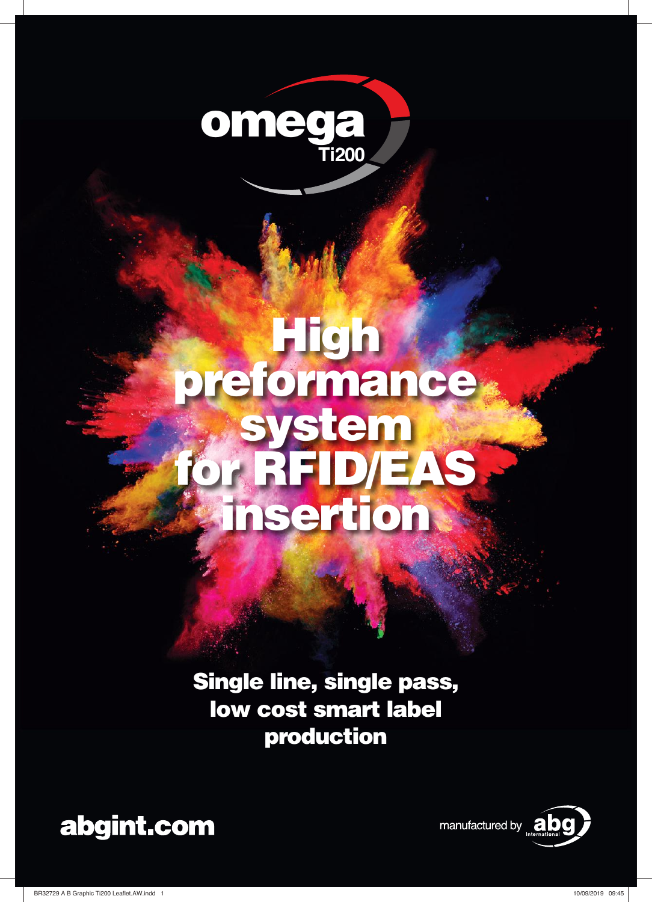omega
Ti200

# High preformance system for RFID/EAS insertion

**Single line, single pass, low cost smart label production**

**abgint.com**

manufactured by abg International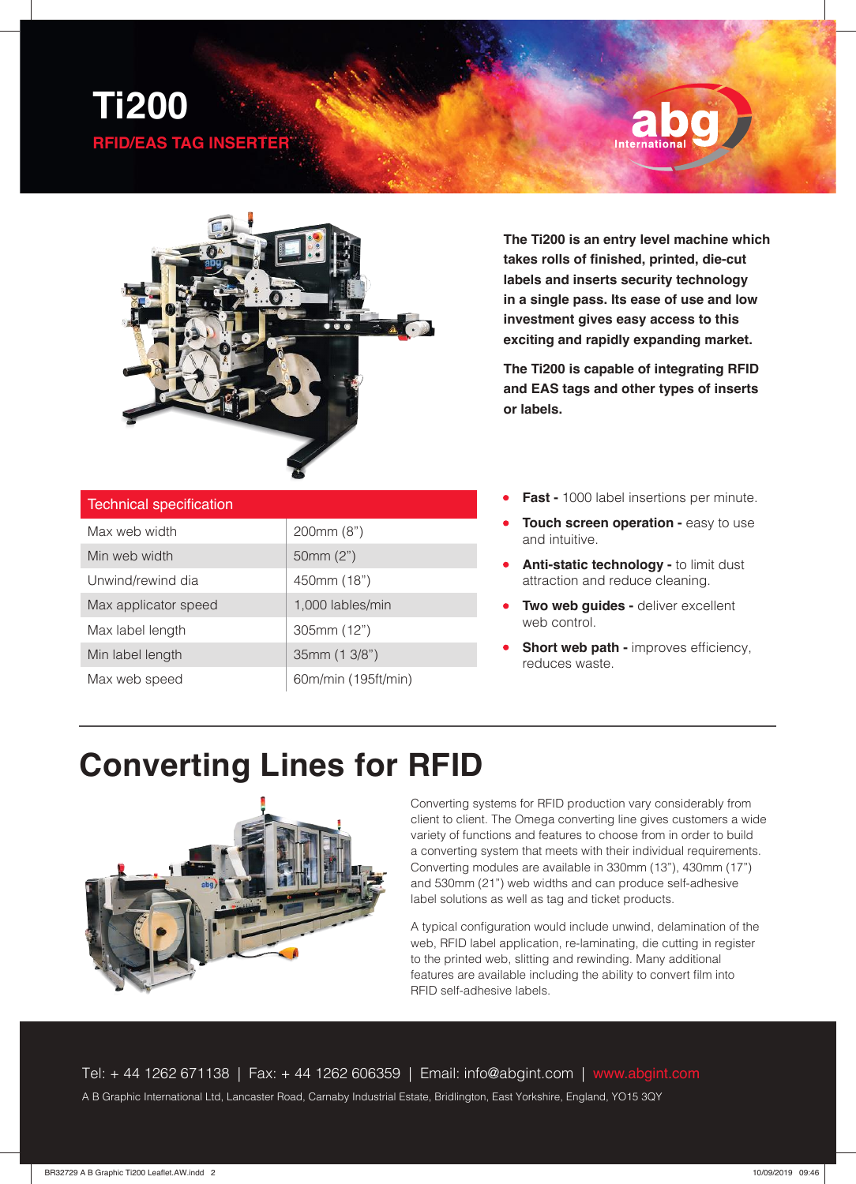# Ti200

## RFID/EAS TAG INSERTER

**The Ti200 is an entry level machine which takes rolls of finished, printed, die-cut labels and inserts security technology in a single pass. Its ease of use and low investment gives easy access to this exciting and rapidly expanding market.**

**The Ti200 is capable of integrating RFID and EAS tags and other types of inserts or labels.**

| Technical specification | |
|---|---|
| Max web width | 200mm (8") |
| Min web width | 50mm (2") |
| Unwind/rewind dia | 450mm (18") |
| Max applicator speed | 1,000 lables/min |
| Max label length | 305mm (12") |
| Min label length | 35mm (1 3/8") |
| Max web speed | 60m/min (195ft/min) |

- **Fast -** 1000 label insertions per minute.
- **Touch screen operation -** easy to use and intuitive.
- **Anti-static technology -** to limit dust attraction and reduce cleaning.
- **Two web guides -** deliver excellent web control.
- **Short web path -** improves efficiency, reduces waste.

# Converting Lines for RFID

Converting systems for RFID production vary considerably from client to client. The Omega converting line gives customers a wide variety of functions and features to choose from in order to build a converting system that meets with their individual requirements. Converting modules are available in 330mm (13"), 430mm (17") and 530mm (21") web widths and can produce self-adhesive label solutions as well as tag and ticket products.

A typical configuration would include unwind, delamination of the web, RFID label application, re-laminating, die cutting in register to the printed web, slitting and rewinding. Many additional features are available including the ability to convert film into RFID self-adhesive labels.

Tel: + 44 1262 671138 | Fax: + 44 1262 606359 | Email: info@abgint.com | www.abgint.com

A B Graphic International Ltd, Lancaster Road, Carnaby Industrial Estate, Bridlington, East Yorkshire, England, YO15 3QY